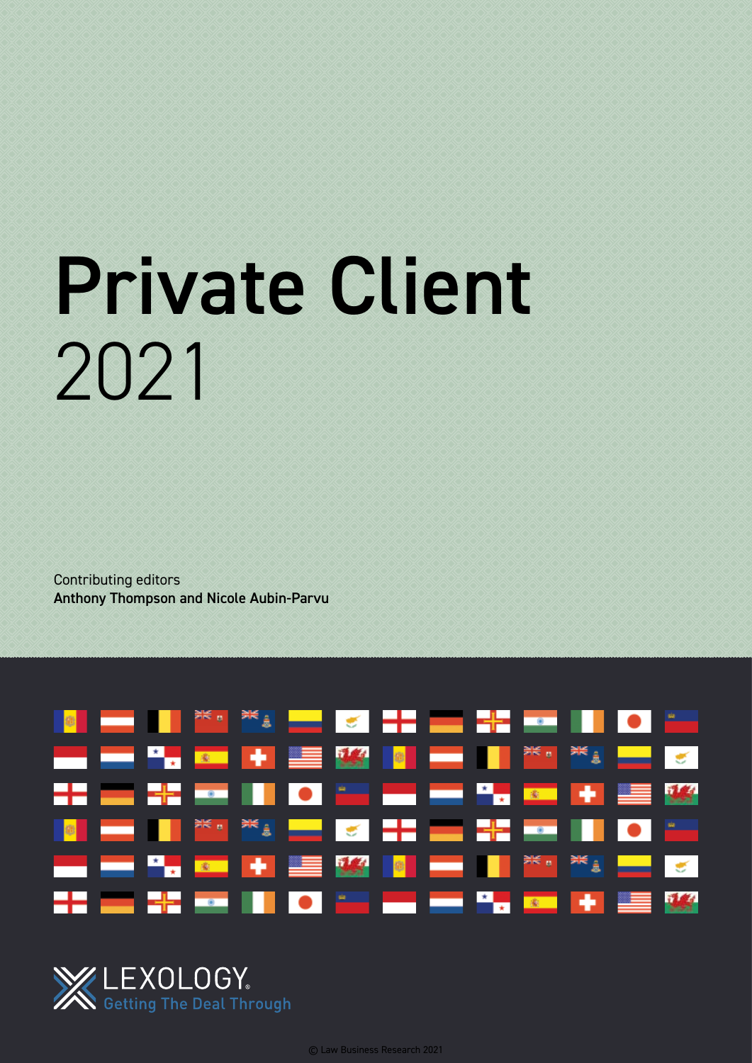# Private Client

2021

Contributing editors

**Anthony Thompson and Nicole Aubin-Parvu**

LEXOLOGY

Getting The Deal Through

© Law Business Research 2021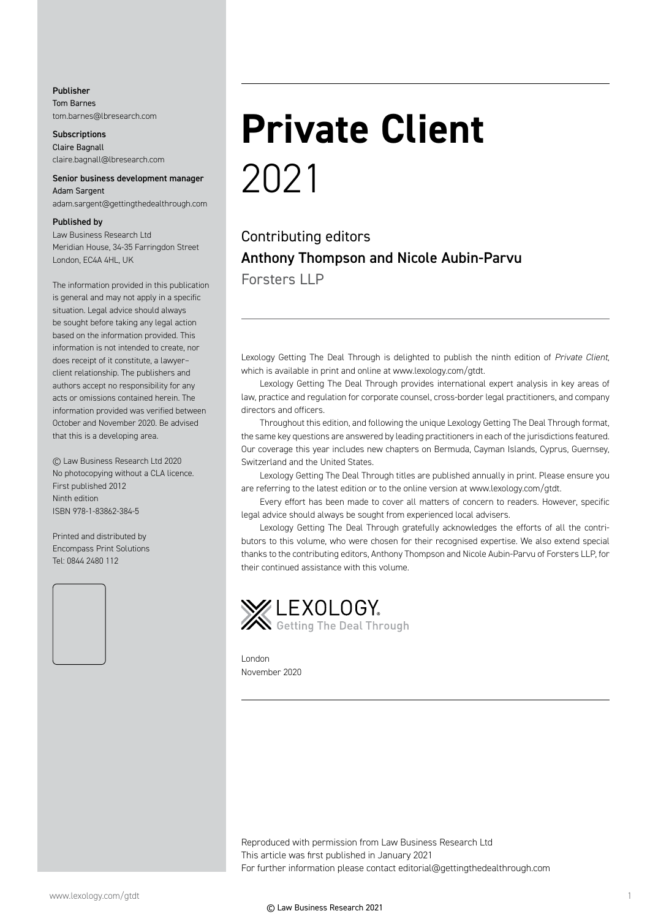**Publisher**
Tom Barnes
tom.barnes@lbresearch.com

**Subscriptions**
Claire Bagnall
claire.bagnall@lbresearch.com

**Senior business development manager**
Adam Sargent
adam.sargent@gettingthedealthrough.com

**Published by**
Law Business Research Ltd
Meridian House, 34-35 Farringdon Street
London, EC4A 4HL, UK

The information provided in this publication is general and may not apply in a specific situation. Legal advice should always be sought before taking any legal action based on the information provided. This information is not intended to create, nor does receipt of it constitute, a lawyer–client relationship. The publishers and authors accept no responsibility for any acts or omissions contained herein. The information provided was verified between October and November 2020. Be advised that this is a developing area.

© Law Business Research Ltd 2020
No photocopying without a CLA licence.
First published 2012
Ninth edition
ISBN 978-1-83862-384-5

Printed and distributed by
Encompass Print Solutions
Tel: 0844 2480 112

# Private Client
2021

Contributing editors
**Anthony Thompson and Nicole Aubin-Parvu**
Forsters LLP

Lexology Getting The Deal Through is delighted to publish the ninth edition of *Private Client*, which is available in print and online at www.lexology.com/gtdt.

Lexology Getting The Deal Through provides international expert analysis in key areas of law, practice and regulation for corporate counsel, cross-border legal practitioners, and company directors and officers.

Throughout this edition, and following the unique Lexology Getting The Deal Through format, the same key questions are answered by leading practitioners in each of the jurisdictions featured. Our coverage this year includes new chapters on Bermuda, Cayman Islands, Cyprus, Guernsey, Switzerland and the United States.

Lexology Getting The Deal Through titles are published annually in print. Please ensure you are referring to the latest edition or to the online version at www.lexology.com/gtdt.

Every effort has been made to cover all matters of concern to readers. However, specific legal advice should always be sought from experienced local advisers.

Lexology Getting The Deal Through gratefully acknowledges the efforts of all the contributors to this volume, who were chosen for their recognised expertise. We also extend special thanks to the contributing editors, Anthony Thompson and Nicole Aubin-Parvu of Forsters LLP, for their continued assistance with this volume.

LEXOLOGY.
Getting The Deal Through

London
November 2020

Reproduced with permission from Law Business Research Ltd
This article was first published in January 2021
For further information please contact editorial@gettingthedealthrough.com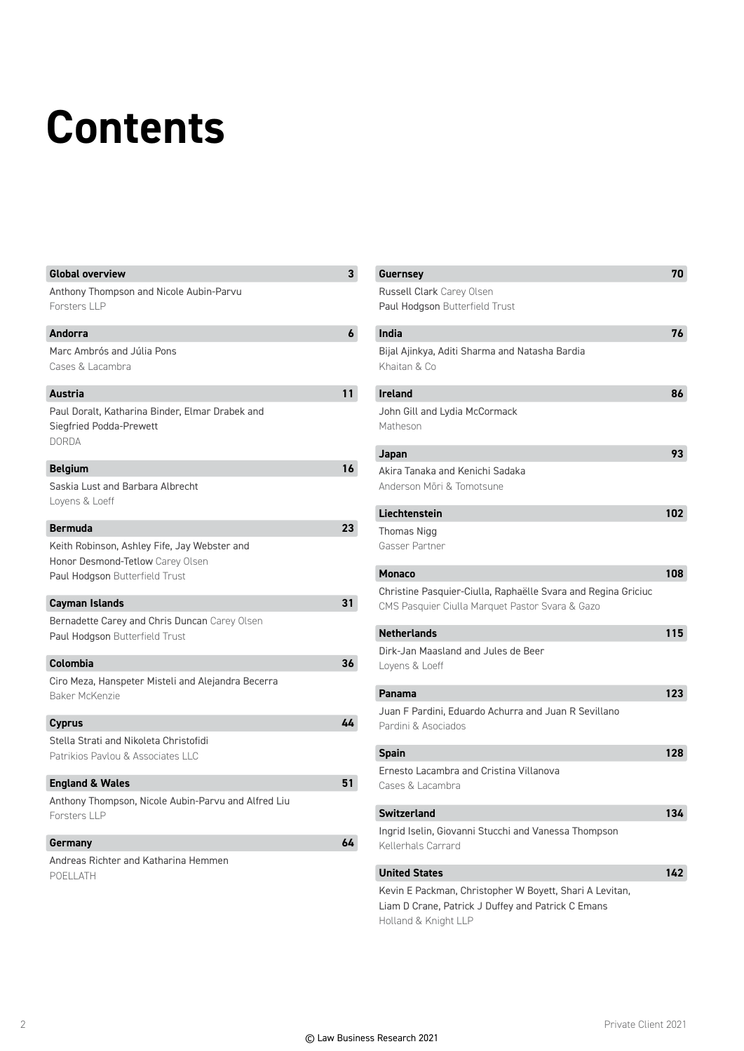# Contents

**Global overview** 3

Anthony Thompson and Nicole Aubin-Parvu
Forsters LLP

**Andorra** 6

Marc Ambrós and Júlia Pons
Cases & Lacambra

**Austria** 11

Paul Doralt, Katharina Binder, Elmar Drabek and Siegfried Podda-Prewett
DORDA

**Belgium** 16

Saskia Lust and Barbara Albrecht
Loyens & Loeff

**Bermuda** 23

Keith Robinson, Ashley Fife, Jay Webster and Honor Desmond-Tetlow Carey Olsen
Paul Hodgson Butterfield Trust

**Cayman Islands** 31

Bernadette Carey and Chris Duncan Carey Olsen
Paul Hodgson Butterfield Trust

**Colombia** 36

Ciro Meza, Hanspeter Misteli and Alejandra Becerra
Baker McKenzie

**Cyprus** 44

Stella Strati and Nikoleta Christofidi
Patrikios Pavlou & Associates LLC

**England & Wales** 51

Anthony Thompson, Nicole Aubin-Parvu and Alfred Liu
Forsters LLP

**Germany** 64

Andreas Richter and Katharina Hemmen
POELLATH

**Guernsey** 70

Russell Clark Carey Olsen
Paul Hodgson Butterfield Trust

**India** 76

Bijal Ajinkya, Aditi Sharma and Natasha Bardia
Khaitan & Co

**Ireland** 86

John Gill and Lydia McCormack
Matheson

**Japan** 93

Akira Tanaka and Kenichi Sadaka
Anderson Mōri & Tomotsune

**Liechtenstein** 102

Thomas Nigg
Gasser Partner

**Monaco** 108

Christine Pasquier-Ciulla, Raphaëlle Svara and Regina Griciuc
CMS Pasquier Ciulla Marquet Pastor Svara & Gazo

**Netherlands** 115

Dirk-Jan Maasland and Jules de Beer
Loyens & Loeff

**Panama** 123

Juan F Pardini, Eduardo Achurra and Juan R Sevillano
Pardini & Asociados

**Spain** 128

Ernesto Lacambra and Cristina Villanova
Cases & Lacambra

**Switzerland** 134

Ingrid Iselin, Giovanni Stucchi and Vanessa Thompson
Kellerhals Carrard

**United States** 142

Kevin E Packman, Christopher W Boyett, Shari A Levitan, Liam D Crane, Patrick J Duffey and Patrick C Emans
Holland & Knight LLP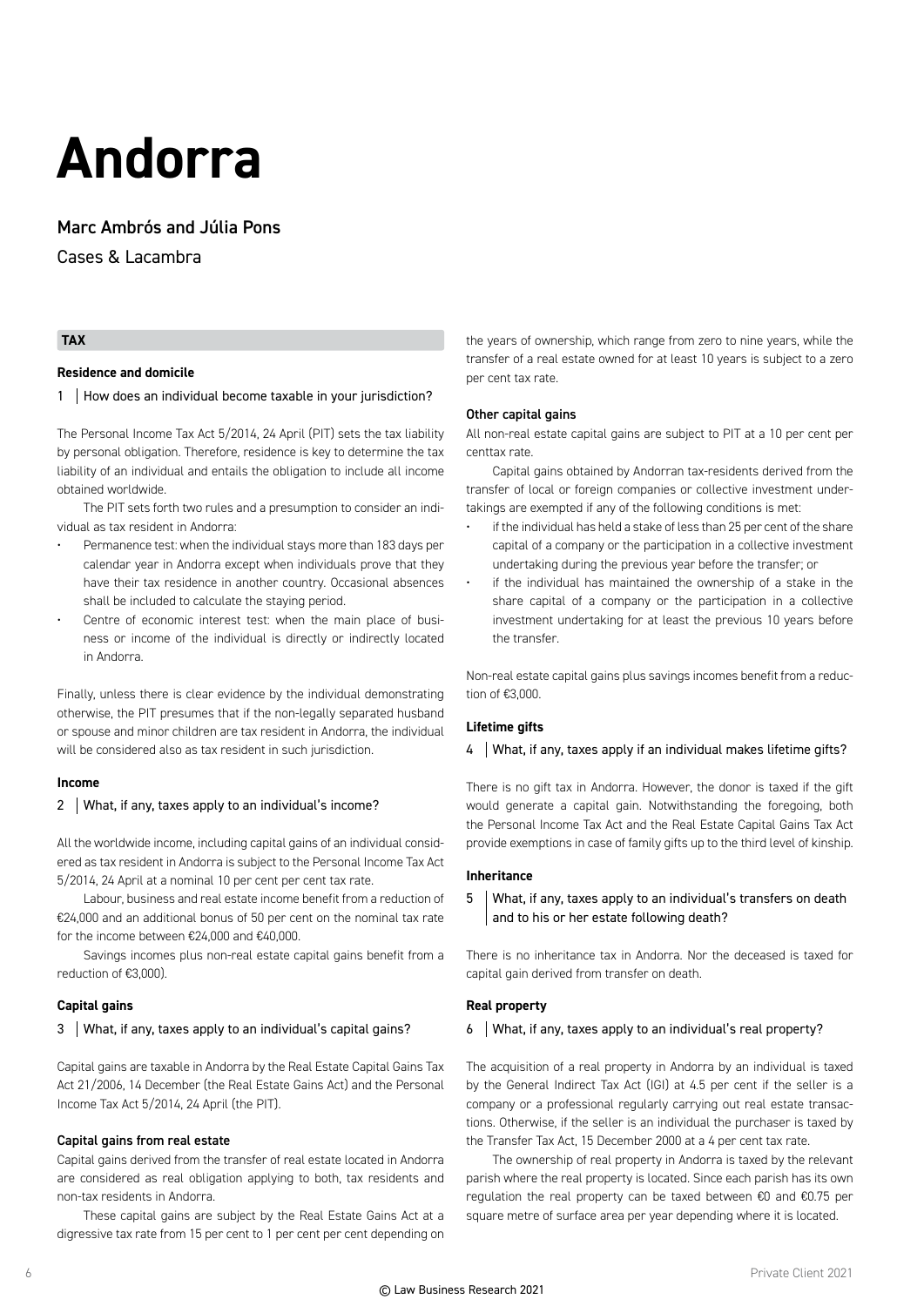# Andorra

## Marc Ambrós and Júlia Pons

Cases & Lacambra

## TAX

### Residence and domicile

**1 | How does an individual become taxable in your jurisdiction?**

The Personal Income Tax Act 5/2014, 24 April (PIT) sets the tax liability by personal obligation. Therefore, residence is key to determine the tax liability of an individual and entails the obligation to include all income obtained worldwide.

The PIT sets forth two rules and a presumption to consider an individual as tax resident in Andorra:

- Permanence test: when the individual stays more than 183 days per calendar year in Andorra except when individuals prove that they have their tax residence in another country. Occasional absences shall be included to calculate the staying period.
- Centre of economic interest test: when the main place of business or income of the individual is directly or indirectly located in Andorra.

Finally, unless there is clear evidence by the individual demonstrating otherwise, the PIT presumes that if the non-legally separated husband or spouse and minor children are tax resident in Andorra, the individual will be considered also as tax resident in such jurisdiction.

### Income

**2 | What, if any, taxes apply to an individual's income?**

All the worldwide income, including capital gains of an individual considered as tax resident in Andorra is subject to the Personal Income Tax Act 5/2014, 24 April at a nominal 10 per cent per cent tax rate.

Labour, business and real estate income benefit from a reduction of €24,000 and an additional bonus of 50 per cent on the nominal tax rate for the income between €24,000 and €40,000.

Savings incomes plus non-real estate capital gains benefit from a reduction of €3,000).

### Capital gains

**3 | What, if any, taxes apply to an individual's capital gains?**

Capital gains are taxable in Andorra by the Real Estate Capital Gains Tax Act 21/2006, 14 December (the Real Estate Gains Act) and the Personal Income Tax Act 5/2014, 24 April (the PIT).

#### Capital gains from real estate

Capital gains derived from the transfer of real estate located in Andorra are considered as real obligation applying to both, tax residents and non-tax residents in Andorra.

These capital gains are subject by the Real Estate Gains Act at a digressive tax rate from 15 per cent to 1 per cent per cent depending on the years of ownership, which range from zero to nine years, while the transfer of a real estate owned for at least 10 years is subject to a zero per cent tax rate.

#### Other capital gains

All non-real estate capital gains are subject to PIT at a 10 per cent per centtax rate.

Capital gains obtained by Andorran tax-residents derived from the transfer of local or foreign companies or collective investment undertakings are exempted if any of the following conditions is met:

- if the individual has held a stake of less than 25 per cent of the share capital of a company or the participation in a collective investment undertaking during the previous year before the transfer; or
- if the individual has maintained the ownership of a stake in the share capital of a company or the participation in a collective investment undertaking for at least the previous 10 years before the transfer.

Non-real estate capital gains plus savings incomes benefit from a reduction of €3,000.

### Lifetime gifts

**4 | What, if any, taxes apply if an individual makes lifetime gifts?**

There is no gift tax in Andorra. However, the donor is taxed if the gift would generate a capital gain. Notwithstanding the foregoing, both the Personal Income Tax Act and the Real Estate Capital Gains Tax Act provide exemptions in case of family gifts up to the third level of kinship.

### Inheritance

**5 | What, if any, taxes apply to an individual's transfers on death and to his or her estate following death?**

There is no inheritance tax in Andorra. Nor the deceased is taxed for capital gain derived from transfer on death.

### Real property

**6 | What, if any, taxes apply to an individual's real property?**

The acquisition of a real property in Andorra by an individual is taxed by the General Indirect Tax Act (IGI) at 4.5 per cent if the seller is a company or a professional regularly carrying out real estate transactions. Otherwise, if the seller is an individual the purchaser is taxed by the Transfer Tax Act, 15 December 2000 at a 4 per cent tax rate.

The ownership of real property in Andorra is taxed by the relevant parish where the real property is located. Since each parish has its own regulation the real property can be taxed between €0 and €0.75 per square metre of surface area per year depending where it is located.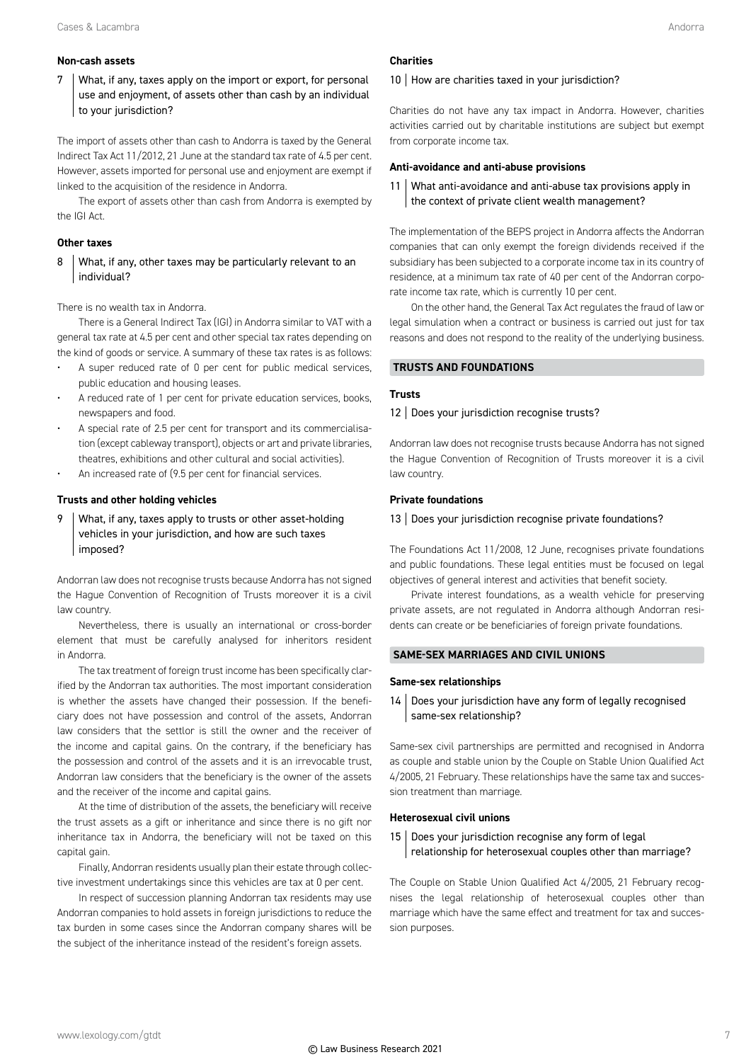### Non-cash assets

**7 | What, if any, taxes apply on the import or export, for personal use and enjoyment, of assets other than cash by an individual to your jurisdiction?**

The import of assets other than cash to Andorra is taxed by the General Indirect Tax Act 11/2012, 21 June at the standard tax rate of 4.5 per cent. However, assets imported for personal use and enjoyment are exempt if linked to the acquisition of the residence in Andorra.

The export of assets other than cash from Andorra is exempted by the IGI Act.

### Other taxes

**8 | What, if any, other taxes may be particularly relevant to an individual?**

There is no wealth tax in Andorra.

There is a General Indirect Tax (IGI) in Andorra similar to VAT with a general tax rate at 4.5 per cent and other special tax rates depending on the kind of goods or service. A summary of these tax rates is as follows:

- A super reduced rate of 0 per cent for public medical services, public education and housing leases.
- A reduced rate of 1 per cent for private education services, books, newspapers and food.
- A special rate of 2.5 per cent for transport and its commercialisation (except cableway transport), objects or art and private libraries, theatres, exhibitions and other cultural and social activities).
- An increased rate of (9.5 per cent for financial services.

### Trusts and other holding vehicles

**9 | What, if any, taxes apply to trusts or other asset-holding vehicles in your jurisdiction, and how are such taxes imposed?**

Andorran law does not recognise trusts because Andorra has not signed the Hague Convention of Recognition of Trusts moreover it is a civil law country.

Nevertheless, there is usually an international or cross-border element that must be carefully analysed for inheritors resident in Andorra.

The tax treatment of foreign trust income has been specifically clarified by the Andorran tax authorities. The most important consideration is whether the assets have changed their possession. If the beneficiary does not have possession and control of the assets, Andorran law considers that the settlor is still the owner and the receiver of the income and capital gains. On the contrary, if the beneficiary has the possession and control of the assets and it is an irrevocable trust, Andorran law considers that the beneficiary is the owner of the assets and the receiver of the income and capital gains.

At the time of distribution of the assets, the beneficiary will receive the trust assets as a gift or inheritance and since there is no gift nor inheritance tax in Andorra, the beneficiary will not be taxed on this capital gain.

Finally, Andorran residents usually plan their estate through collective investment undertakings since this vehicles are tax at 0 per cent.

In respect of succession planning Andorran tax residents may use Andorran companies to hold assets in foreign jurisdictions to reduce the tax burden in some cases since the Andorran company shares will be the subject of the inheritance instead of the resident's foreign assets.

### Charities

**10 | How are charities taxed in your jurisdiction?**

Charities do not have any tax impact in Andorra. However, charities activities carried out by charitable institutions are subject but exempt from corporate income tax.

### Anti-avoidance and anti-abuse provisions

**11 | What anti-avoidance and anti-abuse tax provisions apply in the context of private client wealth management?**

The implementation of the BEPS project in Andorra affects the Andorran companies that can only exempt the foreign dividends received if the subsidiary has been subjected to a corporate income tax in its country of residence, at a minimum tax rate of 40 per cent of the Andorran corporate income tax rate, which is currently 10 per cent.

On the other hand, the General Tax Act regulates the fraud of law or legal simulation when a contract or business is carried out just for tax reasons and does not respond to the reality of the underlying business.

## TRUSTS AND FOUNDATIONS

### Trusts

**12 | Does your jurisdiction recognise trusts?**

Andorran law does not recognise trusts because Andorra has not signed the Hague Convention of Recognition of Trusts moreover it is a civil law country.

### Private foundations

**13 | Does your jurisdiction recognise private foundations?**

The Foundations Act 11/2008, 12 June, recognises private foundations and public foundations. These legal entities must be focused on legal objectives of general interest and activities that benefit society.

Private interest foundations, as a wealth vehicle for preserving private assets, are not regulated in Andorra although Andorran residents can create or be beneficiaries of foreign private foundations.

## SAME-SEX MARRIAGES AND CIVIL UNIONS

### Same-sex relationships

**14 | Does your jurisdiction have any form of legally recognised same-sex relationship?**

Same-sex civil partnerships are permitted and recognised in Andorra as couple and stable union by the Couple on Stable Union Qualified Act 4/2005, 21 February. These relationships have the same tax and succession treatment than marriage.

### Heterosexual civil unions

**15 | Does your jurisdiction recognise any form of legal relationship for heterosexual couples other than marriage?**

The Couple on Stable Union Qualified Act 4/2005, 21 February recognises the legal relationship of heterosexual couples other than marriage which have the same effect and treatment for tax and succession purposes.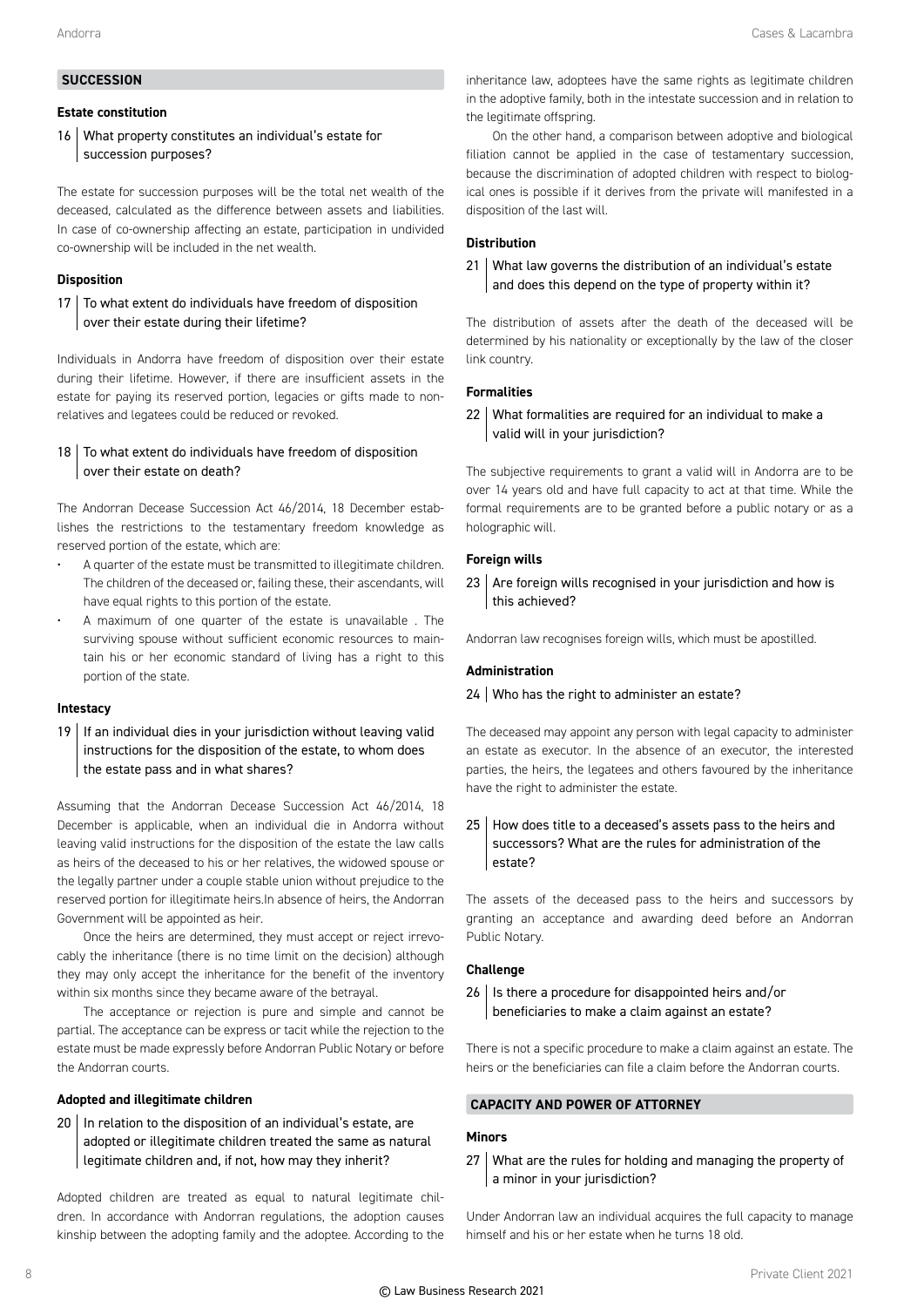## SUCCESSION

### Estate constitution

**16 What property constitutes an individual's estate for succession purposes?**

The estate for succession purposes will be the total net wealth of the deceased, calculated as the difference between assets and liabilities. In case of co-ownership affecting an estate, participation in undivided co-ownership will be included in the net wealth.

### Disposition

**17 To what extent do individuals have freedom of disposition over their estate during their lifetime?**

Individuals in Andorra have freedom of disposition over their estate during their lifetime. However, if there are insufficient assets in the estate for paying its reserved portion, legacies or gifts made to non-relatives and legatees could be reduced or revoked.

**18 To what extent do individuals have freedom of disposition over their estate on death?**

The Andorran Decease Succession Act 46/2014, 18 December establishes the restrictions to the testamentary freedom knowledge as reserved portion of the estate, which are:

- A quarter of the estate must be transmitted to illegitimate children. The children of the deceased or, failing these, their ascendants, will have equal rights to this portion of the estate.
- A maximum of one quarter of the estate is unavailable . The surviving spouse without sufficient economic resources to maintain his or her economic standard of living has a right to this portion of the state.

### Intestacy

**19 If an individual dies in your jurisdiction without leaving valid instructions for the disposition of the estate, to whom does the estate pass and in what shares?**

Assuming that the Andorran Decease Succession Act 46/2014, 18 December is applicable, when an individual die in Andorra without leaving valid instructions for the disposition of the estate the law calls as heirs of the deceased to his or her relatives, the widowed spouse or the legally partner under a couple stable union without prejudice to the reserved portion for illegitimate heirs.In absence of heirs, the Andorran Government will be appointed as heir.

Once the heirs are determined, they must accept or reject irrevocably the inheritance (there is no time limit on the decision) although they may only accept the inheritance for the benefit of the inventory within six months since they became aware of the betrayal.

The acceptance or rejection is pure and simple and cannot be partial. The acceptance can be express or tacit while the rejection to the estate must be made expressly before Andorran Public Notary or before the Andorran courts.

### Adopted and illegitimate children

**20 In relation to the disposition of an individual's estate, are adopted or illegitimate children treated the same as natural legitimate children and, if not, how may they inherit?**

Adopted children are treated as equal to natural legitimate children. In accordance with Andorran regulations, the adoption causes kinship between the adopting family and the adoptee. According to the inheritance law, adoptees have the same rights as legitimate children in the adoptive family, both in the intestate succession and in relation to the legitimate offspring.

On the other hand, a comparison between adoptive and biological filiation cannot be applied in the case of testamentary succession, because the discrimination of adopted children with respect to biological ones is possible if it derives from the private will manifested in a disposition of the last will.

### Distribution

**21 What law governs the distribution of an individual's estate and does this depend on the type of property within it?**

The distribution of assets after the death of the deceased will be determined by his nationality or exceptionally by the law of the closer link country.

### Formalities

**22 What formalities are required for an individual to make a valid will in your jurisdiction?**

The subjective requirements to grant a valid will in Andorra are to be over 14 years old and have full capacity to act at that time. While the formal requirements are to be granted before a public notary or as a holographic will.

### Foreign wills

**23 Are foreign wills recognised in your jurisdiction and how is this achieved?**

Andorran law recognises foreign wills, which must be apostilled.

### Administration

**24 Who has the right to administer an estate?**

The deceased may appoint any person with legal capacity to administer an estate as executor. In the absence of an executor, the interested parties, the heirs, the legatees and others favoured by the inheritance have the right to administer the estate.

**25 How does title to a deceased's assets pass to the heirs and successors? What are the rules for administration of the estate?**

The assets of the deceased pass to the heirs and successors by granting an acceptance and awarding deed before an Andorran Public Notary.

### Challenge

**26 Is there a procedure for disappointed heirs and/or beneficiaries to make a claim against an estate?**

There is not a specific procedure to make a claim against an estate. The heirs or the beneficiaries can file a claim before the Andorran courts.

## CAPACITY AND POWER OF ATTORNEY

### Minors

**27 What are the rules for holding and managing the property of a minor in your jurisdiction?**

Under Andorran law an individual acquires the full capacity to manage himself and his or her estate when he turns 18 old.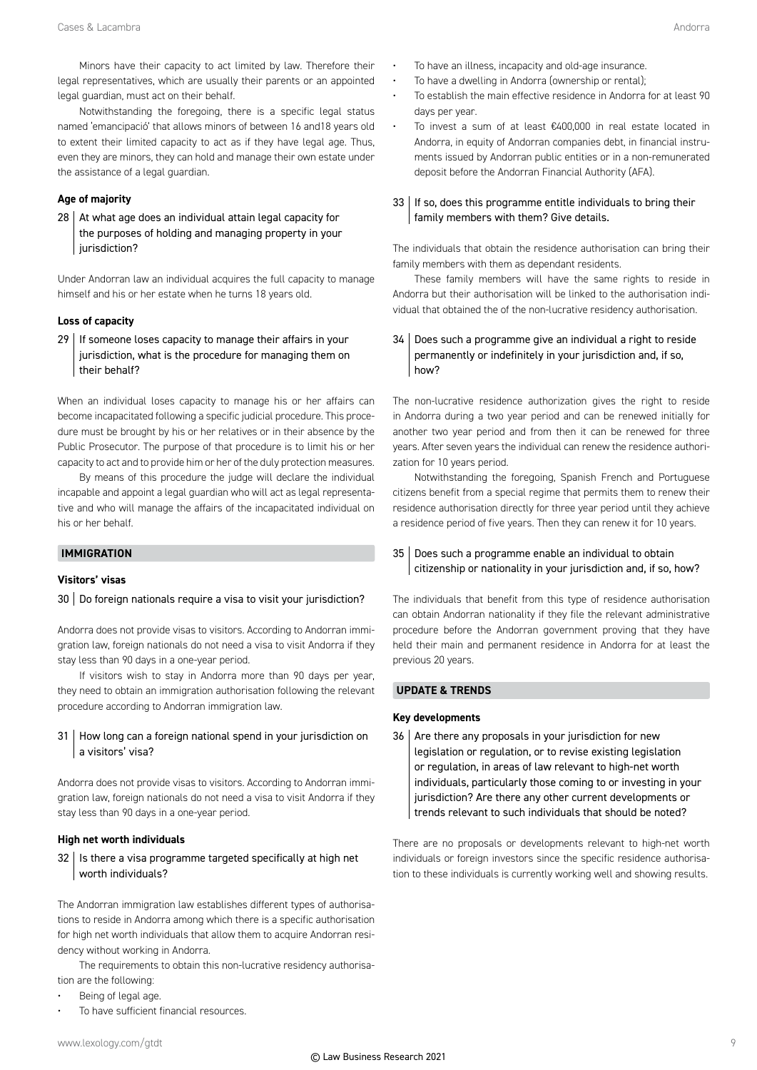Minors have their capacity to act limited by law. Therefore their legal representatives, which are usually their parents or an appointed legal guardian, must act on their behalf.

Notwithstanding the foregoing, there is a specific legal status named 'emancipació' that allows minors of between 16 and18 years old to extent their limited capacity to act as if they have legal age. Thus, even they are minors, they can hold and manage their own estate under the assistance of a legal guardian.

### Age of majority

**28 At what age does an individual attain legal capacity for the purposes of holding and managing property in your jurisdiction?**

Under Andorran law an individual acquires the full capacity to manage himself and his or her estate when he turns 18 years old.

### Loss of capacity

**29 If someone loses capacity to manage their affairs in your jurisdiction, what is the procedure for managing them on their behalf?**

When an individual loses capacity to manage his or her affairs can become incapacitated following a specific judicial procedure. This procedure must be brought by his or her relatives or in their absence by the Public Prosecutor. The purpose of that procedure is to limit his or her capacity to act and to provide him or her of the duly protection measures.

By means of this procedure the judge will declare the individual incapable and appoint a legal guardian who will act as legal representative and who will manage the affairs of the incapacitated individual on his or her behalf.

## IMMIGRATION

### Visitors' visas

**30 Do foreign nationals require a visa to visit your jurisdiction?**

Andorra does not provide visas to visitors. According to Andorran immigration law, foreign nationals do not need a visa to visit Andorra if they stay less than 90 days in a one-year period.

If visitors wish to stay in Andorra more than 90 days per year, they need to obtain an immigration authorisation following the relevant procedure according to Andorran immigration law.

**31 How long can a foreign national spend in your jurisdiction on a visitors' visa?**

Andorra does not provide visas to visitors. According to Andorran immigration law, foreign nationals do not need a visa to visit Andorra if they stay less than 90 days in a one-year period.

### High net worth individuals

**32 Is there a visa programme targeted specifically at high net worth individuals?**

The Andorran immigration law establishes different types of authorisations to reside in Andorra among which there is a specific authorisation for high net worth individuals that allow them to acquire Andorran residency without working in Andorra.

The requirements to obtain this non-lucrative residency authorisation are the following:

- Being of legal age.
- To have sufficient financial resources.
- To have an illness, incapacity and old-age insurance.
- To have a dwelling in Andorra (ownership or rental);
- To establish the main effective residence in Andorra for at least 90 days per year.
- To invest a sum of at least €400,000 in real estate located in Andorra, in equity of Andorran companies debt, in financial instruments issued by Andorran public entities or in a non-remunerated deposit before the Andorran Financial Authority (AFA).

**33 If so, does this programme entitle individuals to bring their family members with them? Give details.**

The individuals that obtain the residence authorisation can bring their family members with them as dependant residents.

These family members will have the same rights to reside in Andorra but their authorisation will be linked to the authorisation individual that obtained the of the non-lucrative residency authorisation.

**34 Does such a programme give an individual a right to reside permanently or indefinitely in your jurisdiction and, if so, how?**

The non-lucrative residence authorization gives the right to reside in Andorra during a two year period and can be renewed initially for another two year period and from then it can be renewed for three years. After seven years the individual can renew the residence authorization for 10 years period.

Notwithstanding the foregoing, Spanish French and Portuguese citizens benefit from a special regime that permits them to renew their residence authorisation directly for three year period until they achieve a residence period of five years. Then they can renew it for 10 years.

**35 Does such a programme enable an individual to obtain citizenship or nationality in your jurisdiction and, if so, how?**

The individuals that benefit from this type of residence authorisation can obtain Andorran nationality if they file the relevant administrative procedure before the Andorran government proving that they have held their main and permanent residence in Andorra for at least the previous 20 years.

## UPDATE & TRENDS

### Key developments

**36 Are there any proposals in your jurisdiction for new legislation or regulation, or to revise existing legislation or regulation, in areas of law relevant to high-net worth individuals, particularly those coming to or investing in your jurisdiction? Are there any other current developments or trends relevant to such individuals that should be noted?**

There are no proposals or developments relevant to high-net worth individuals or foreign investors since the specific residence authorisation to these individuals is currently working well and showing results.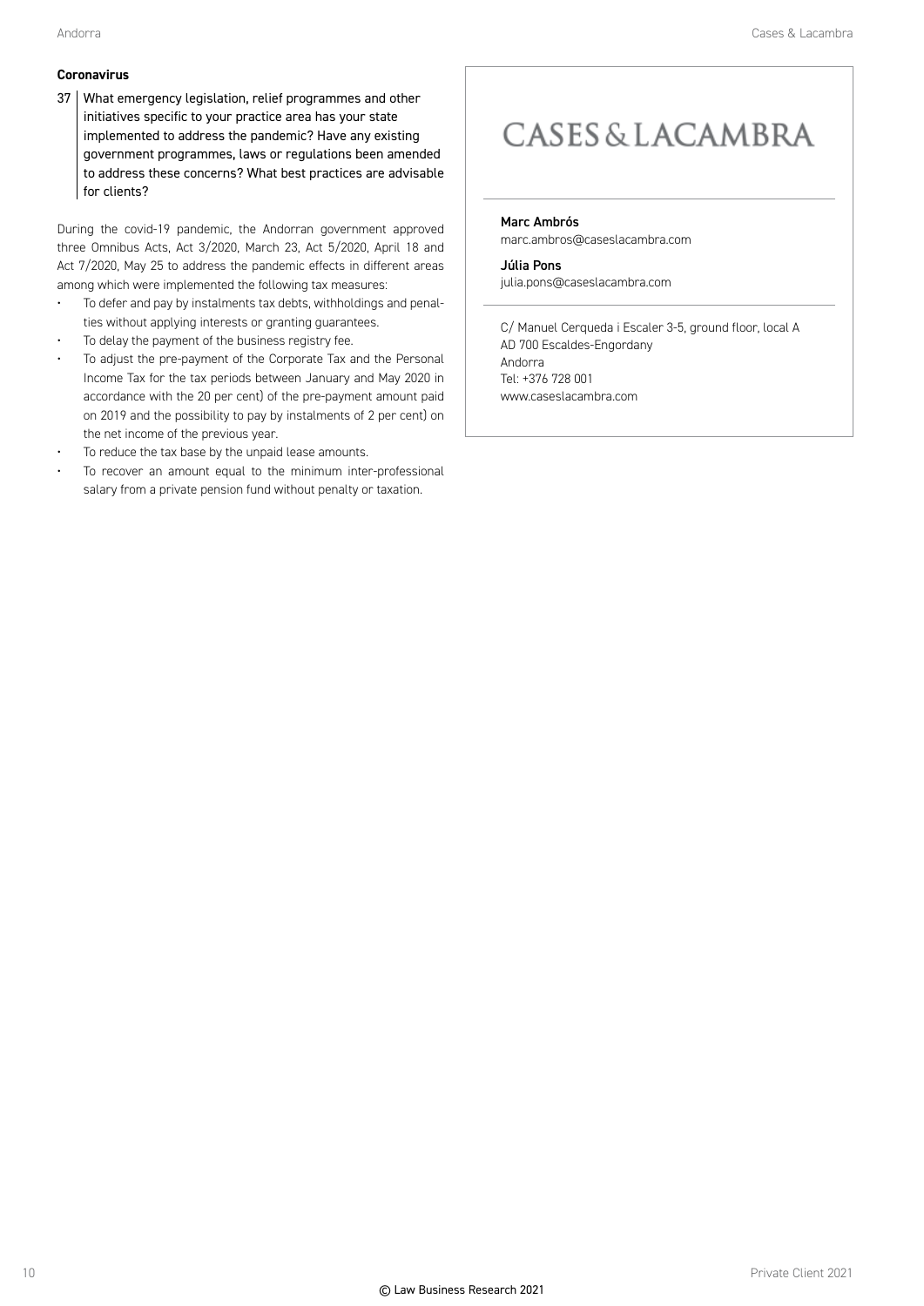### Coronavirus

**37 What emergency legislation, relief programmes and other initiatives specific to your practice area has your state implemented to address the pandemic? Have any existing government programmes, laws or regulations been amended to address these concerns? What best practices are advisable for clients?**

During the covid-19 pandemic, the Andorran government approved three Omnibus Acts, Act 3/2020, March 23, Act 5/2020, April 18 and Act 7/2020, May 25 to address the pandemic effects in different areas among which were implemented the following tax measures:

- To defer and pay by instalments tax debts, withholdings and penalties without applying interests or granting guarantees.
- To delay the payment of the business registry fee.
- To adjust the pre-payment of the Corporate Tax and the Personal Income Tax for the tax periods between January and May 2020 in accordance with the 20 per cent) of the pre-payment amount paid on 2019 and the possibility to pay by instalments of 2 per cent) on the net income of the previous year.
- To reduce the tax base by the unpaid lease amounts.
- To recover an amount equal to the minimum inter-professional salary from a private pension fund without penalty or taxation.

CASES & LACAMBRA

**Marc Ambrós**
marc.ambros@caseslacambra.com

**Júlia Pons**
julia.pons@caseslacambra.com

C/ Manuel Cerqueda i Escaler 3-5, ground floor, local A
AD 700 Escaldes-Engordany
Andorra
Tel: +376 728 001
www.caseslacambra.com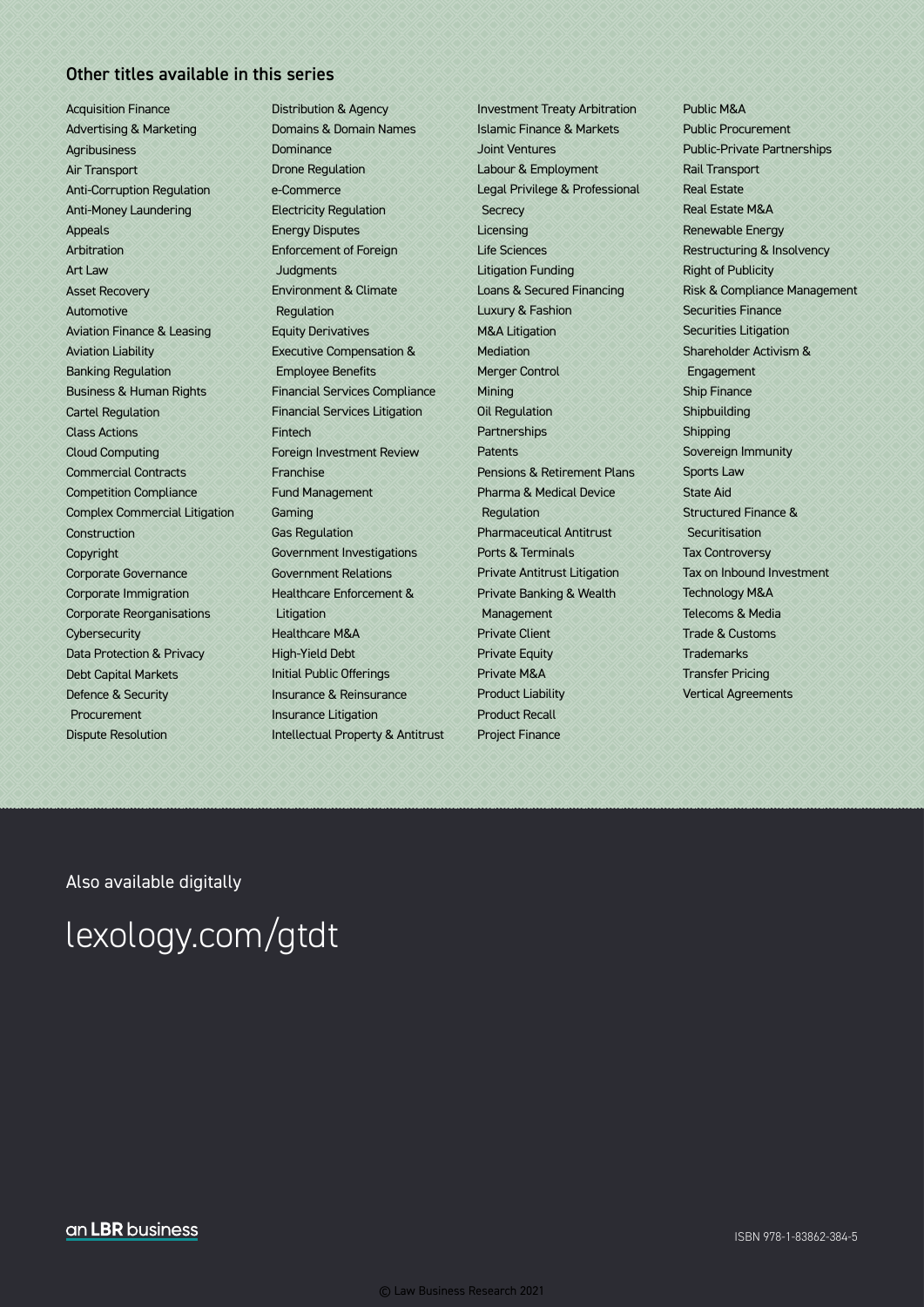## Other titles available in this series

- Acquisition Finance
- Advertising & Marketing
- Agribusiness
- Air Transport
- Anti-Corruption Regulation
- Anti-Money Laundering
- Appeals
- Arbitration
- Art Law
- Asset Recovery
- Automotive
- Aviation Finance & Leasing
- Aviation Liability
- Banking Regulation
- Business & Human Rights
- Cartel Regulation
- Class Actions
- Cloud Computing
- Commercial Contracts
- Competition Compliance
- Complex Commercial Litigation
- Construction
- Copyright
- Corporate Governance
- Corporate Immigration
- Corporate Reorganisations
- Cybersecurity
- Data Protection & Privacy
- Debt Capital Markets
- Defence & Security Procurement
- Dispute Resolution
- Distribution & Agency
- Domains & Domain Names
- Dominance
- Drone Regulation
- e-Commerce
- Electricity Regulation
- Energy Disputes
- Enforcement of Foreign Judgments
- Environment & Climate Regulation
- Equity Derivatives
- Executive Compensation & Employee Benefits
- Financial Services Compliance
- Financial Services Litigation
- Fintech
- Foreign Investment Review
- Franchise
- Fund Management
- Gaming
- Gas Regulation
- Government Investigations
- Government Relations
- Healthcare Enforcement & Litigation
- Healthcare M&A
- High-Yield Debt
- Initial Public Offerings
- Insurance & Reinsurance
- Insurance Litigation
- Intellectual Property & Antitrust
- Investment Treaty Arbitration
- Islamic Finance & Markets
- Joint Ventures
- Labour & Employment
- Legal Privilege & Professional Secrecy
- Licensing
- Life Sciences
- Litigation Funding
- Loans & Secured Financing
- Luxury & Fashion
- M&A Litigation
- Mediation
- Merger Control
- Mining
- Oil Regulation
- Partnerships
- Patents
- Pensions & Retirement Plans
- Pharma & Medical Device Regulation
- Pharmaceutical Antitrust
- Ports & Terminals
- Private Antitrust Litigation
- Private Banking & Wealth Management
- Private Client
- Private Equity
- Private M&A
- Product Liability
- Product Recall
- Project Finance
- Public M&A
- Public Procurement
- Public-Private Partnerships
- Rail Transport
- Real Estate
- Real Estate M&A
- Renewable Energy
- Restructuring & Insolvency
- Right of Publicity
- Risk & Compliance Management
- Securities Finance
- Securities Litigation
- Shareholder Activism & Engagement
- Ship Finance
- Shipbuilding
- Shipping
- Sovereign Immunity
- Sports Law
- State Aid
- Structured Finance & Securitisation
- Tax Controversy
- Tax on Inbound Investment
- Technology M&A
- Telecoms & Media
- Trade & Customs
- Trademarks
- Transfer Pricing
- Vertical Agreements

Also available digitally

# lexology.com/gtdt

an **LBR** business

ISBN 978-1-83862-384-5

© Law Business Research 2021